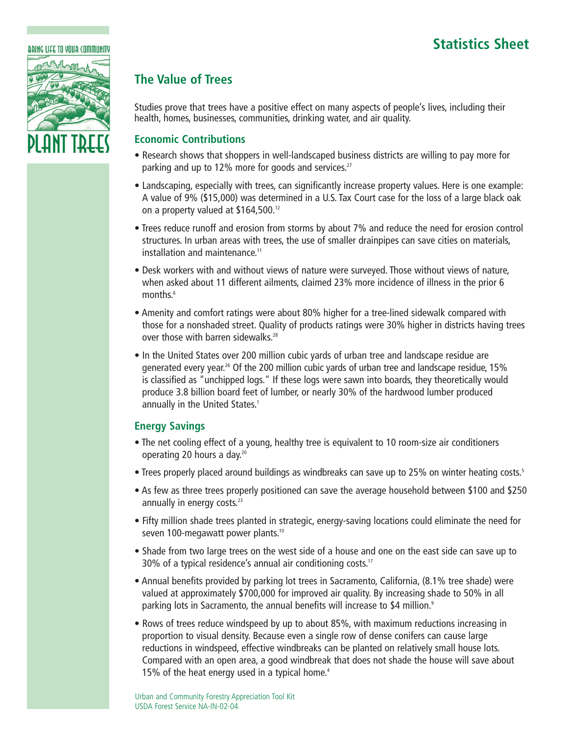# Statistics Sheet

BRING LIFE TO YOUR COMMUNITY

PLANT TREES

## The Value of Trees

Studies prove that trees have a positive effect on many aspects of people's lives, including their health, homes, businesses, communities, drinking water, and air quality.

### Economic Contributions

- Research shows that shoppers in well-landscaped business districts are willing to pay more for parking and up to 12% more for goods and services.[27]
- Landscaping, especially with trees, can significantly increase property values. Here is one example: A value of 9% ($15,000) was determined in a U.S. Tax Court case for the loss of a large black oak on a property valued at $164,500.[12]
- Trees reduce runoff and erosion from storms by about 7% and reduce the need for erosion control structures. In urban areas with trees, the use of smaller drainpipes can save cities on materials, installation and maintenance.[11]
- Desk workers with and without views of nature were surveyed. Those without views of nature, when asked about 11 different ailments, claimed 23% more incidence of illness in the prior 6 months.[6]
- Amenity and comfort ratings were about 80% higher for a tree-lined sidewalk compared with those for a nonshaded street. Quality of products ratings were 30% higher in districts having trees over those with barren sidewalks.[28]
- In the United States over 200 million cubic yards of urban tree and landscape residue are generated every year.[26] Of the 200 million cubic yards of urban tree and landscape residue, 15% is classified as "unchipped logs." If these logs were sawn into boards, they theoretically would produce 3.8 billion board feet of lumber, or nearly 30% of the hardwood lumber produced annually in the United States.[1]

### Energy Savings

- The net cooling effect of a young, healthy tree is equivalent to 10 room-size air conditioners operating 20 hours a day.[20]
- Trees properly placed around buildings as windbreaks can save up to 25% on winter heating costs.[5]
- As few as three trees properly positioned can save the average household between $100 and $250 annually in energy costs.[23]
- Fifty million shade trees planted in strategic, energy-saving locations could eliminate the need for seven 100-megawatt power plants.[10]
- Shade from two large trees on the west side of a house and one on the east side can save up to 30% of a typical residence's annual air conditioning costs.[17]
- Annual benefits provided by parking lot trees in Sacramento, California, (8.1% tree shade) were valued at approximately $700,000 for improved air quality. By increasing shade to 50% in all parking lots in Sacramento, the annual benefits will increase to $4 million.[9]
- Rows of trees reduce windspeed by up to about 85%, with maximum reductions increasing in proportion to visual density. Because even a single row of dense conifers can cause large reductions in windspeed, effective windbreaks can be planted on relatively small house lots. Compared with an open area, a good windbreak that does not shade the house will save about 15% of the heat energy used in a typical home.[4]

Urban and Community Forestry Appreciation Tool Kit
USDA Forest Service NA-IN-02-04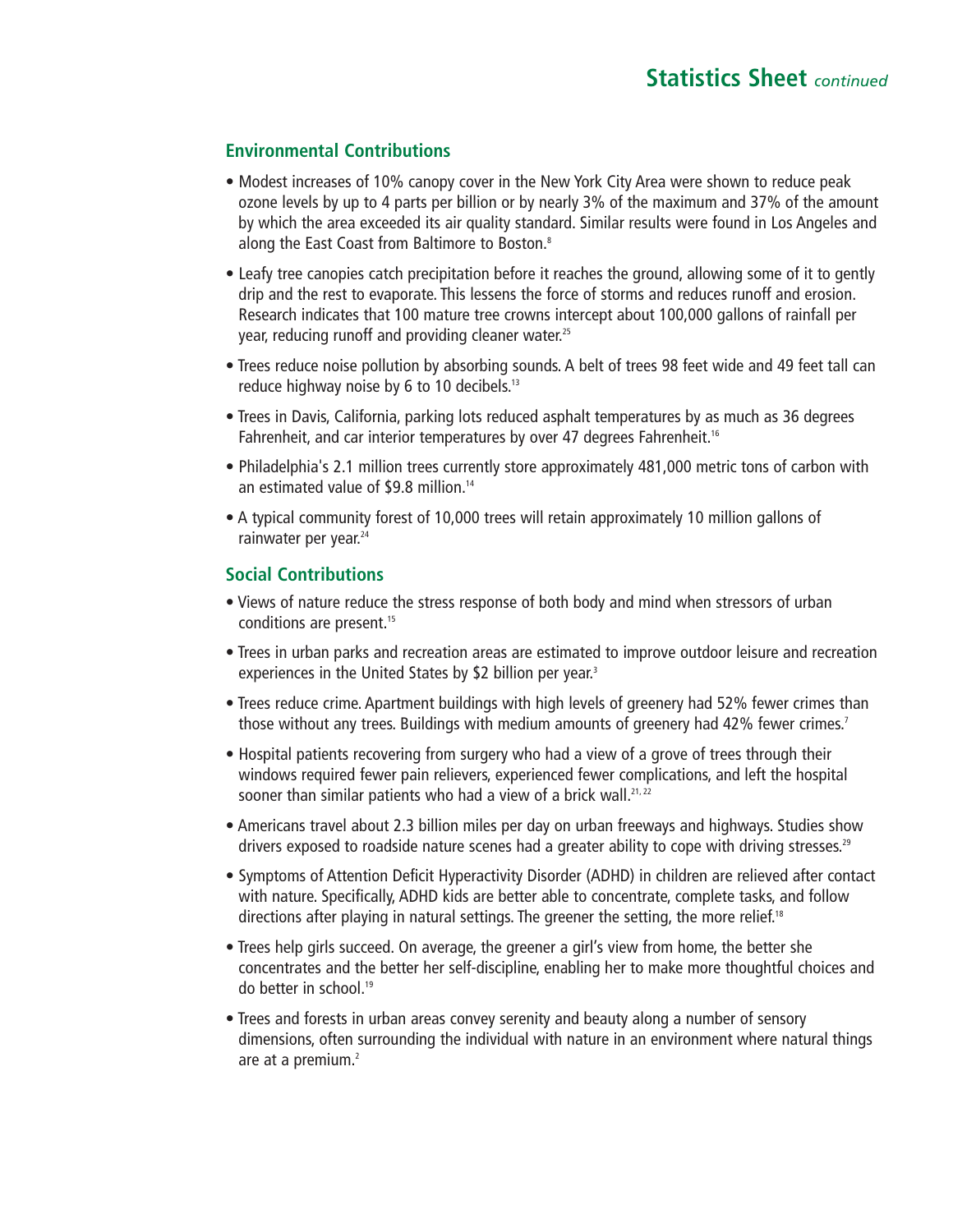## Statistics Sheet *continued*

### Environmental Contributions

- Modest increases of 10% canopy cover in the New York City Area were shown to reduce peak ozone levels by up to 4 parts per billion or by nearly 3% of the maximum and 37% of the amount by which the area exceeded its air quality standard. Similar results were found in Los Angeles and along the East Coast from Baltimore to Boston.[8]
- Leafy tree canopies catch precipitation before it reaches the ground, allowing some of it to gently drip and the rest to evaporate. This lessens the force of storms and reduces runoff and erosion. Research indicates that 100 mature tree crowns intercept about 100,000 gallons of rainfall per year, reducing runoff and providing cleaner water.[25]
- Trees reduce noise pollution by absorbing sounds. A belt of trees 98 feet wide and 49 feet tall can reduce highway noise by 6 to 10 decibels.[13]
- Trees in Davis, California, parking lots reduced asphalt temperatures by as much as 36 degrees Fahrenheit, and car interior temperatures by over 47 degrees Fahrenheit.[16]
- Philadelphia's 2.1 million trees currently store approximately 481,000 metric tons of carbon with an estimated value of $9.8 million.[14]
- A typical community forest of 10,000 trees will retain approximately 10 million gallons of rainwater per year.[24]

### Social Contributions

- Views of nature reduce the stress response of both body and mind when stressors of urban conditions are present.[15]
- Trees in urban parks and recreation areas are estimated to improve outdoor leisure and recreation experiences in the United States by $2 billion per year.[3]
- Trees reduce crime. Apartment buildings with high levels of greenery had 52% fewer crimes than those without any trees. Buildings with medium amounts of greenery had 42% fewer crimes.[7]
- Hospital patients recovering from surgery who had a view of a grove of trees through their windows required fewer pain relievers, experienced fewer complications, and left the hospital sooner than similar patients who had a view of a brick wall.[21, 22]
- Americans travel about 2.3 billion miles per day on urban freeways and highways. Studies show drivers exposed to roadside nature scenes had a greater ability to cope with driving stresses.[29]
- Symptoms of Attention Deficit Hyperactivity Disorder (ADHD) in children are relieved after contact with nature. Specifically, ADHD kids are better able to concentrate, complete tasks, and follow directions after playing in natural settings. The greener the setting, the more relief.[18]
- Trees help girls succeed. On average, the greener a girl's view from home, the better she concentrates and the better her self-discipline, enabling her to make more thoughtful choices and do better in school.[19]
- Trees and forests in urban areas convey serenity and beauty along a number of sensory dimensions, often surrounding the individual with nature in an environment where natural things are at a premium.[2]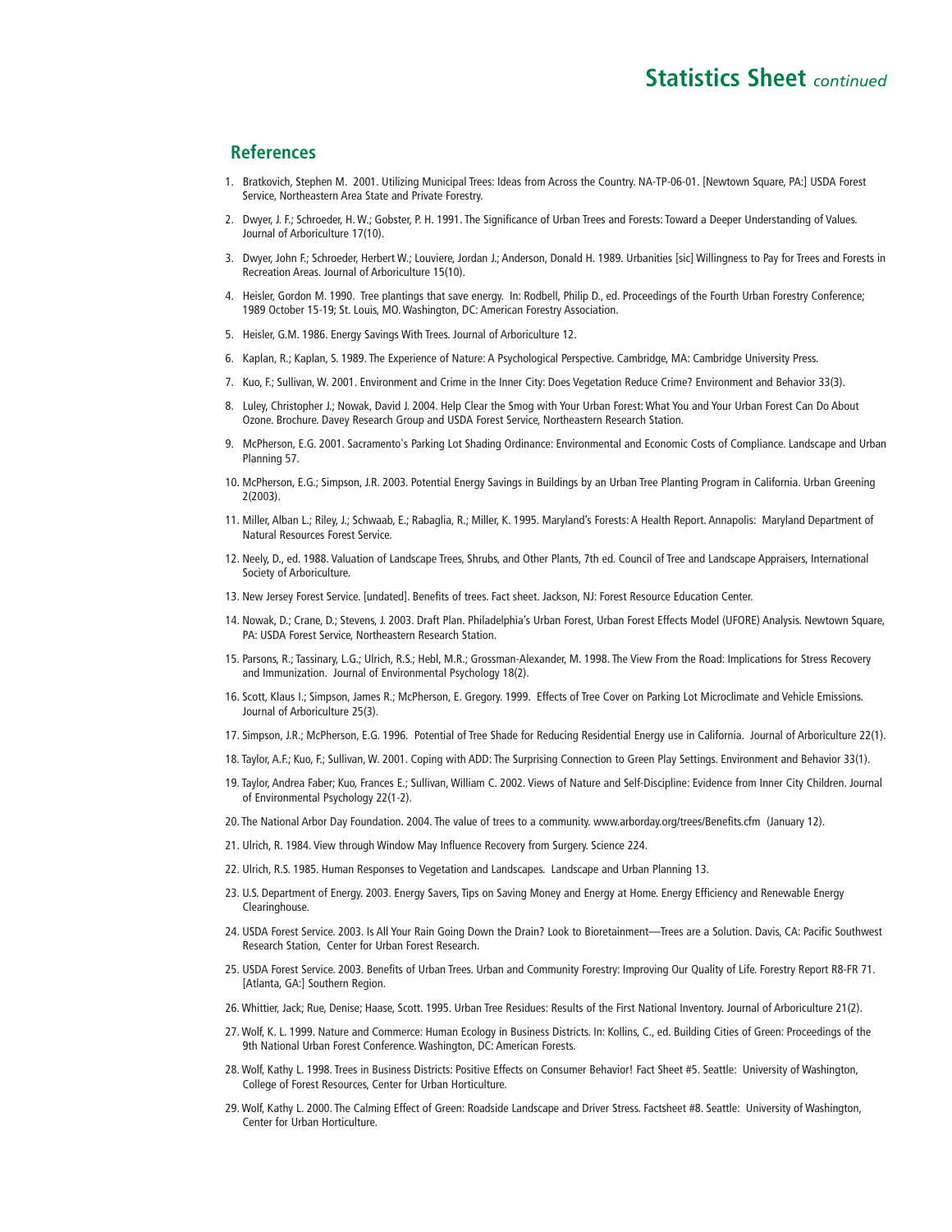## References

1. Bratkovich, Stephen M. 2001. Utilizing Municipal Trees: Ideas from Across the Country. NA-TP-06-01. [Newtown Square, PA:] USDA Forest Service, Northeastern Area State and Private Forestry.
2. Dwyer, J. F.; Schroeder, H. W.; Gobster, P. H. 1991. The Significance of Urban Trees and Forests: Toward a Deeper Understanding of Values. Journal of Arboriculture 17(10).
3. Dwyer, John F.; Schroeder, Herbert W.; Louviere, Jordan J.; Anderson, Donald H. 1989. Urbanities [sic] Willingness to Pay for Trees and Forests in Recreation Areas. Journal of Arboriculture 15(10).
4. Heisler, Gordon M. 1990. Tree plantings that save energy. In: Rodbell, Philip D., ed. Proceedings of the Fourth Urban Forestry Conference; 1989 October 15-19; St. Louis, MO. Washington, DC: American Forestry Association.
5. Heisler, G.M. 1986. Energy Savings With Trees. Journal of Arboriculture 12.
6. Kaplan, R.; Kaplan, S. 1989. The Experience of Nature: A Psychological Perspective. Cambridge, MA: Cambridge University Press.
7. Kuo, F.; Sullivan, W. 2001. Environment and Crime in the Inner City: Does Vegetation Reduce Crime? Environment and Behavior 33(3).
8. Luley, Christopher J.; Nowak, David J. 2004. Help Clear the Smog with Your Urban Forest: What You and Your Urban Forest Can Do About Ozone. Brochure. Davey Research Group and USDA Forest Service, Northeastern Research Station.
9. McPherson, E.G. 2001. Sacramento's Parking Lot Shading Ordinance: Environmental and Economic Costs of Compliance. Landscape and Urban Planning 57.
10. McPherson, E.G.; Simpson, J.R. 2003. Potential Energy Savings in Buildings by an Urban Tree Planting Program in California. Urban Greening 2(2003).
11. Miller, Alban L.; Riley, J.; Schwaab, E.; Rabaglia, R.; Miller, K. 1995. Maryland's Forests: A Health Report. Annapolis: Maryland Department of Natural Resources Forest Service.
12. Neely, D., ed. 1988. Valuation of Landscape Trees, Shrubs, and Other Plants, 7th ed. Council of Tree and Landscape Appraisers, International Society of Arboriculture.
13. New Jersey Forest Service. [undated]. Benefits of trees. Fact sheet. Jackson, NJ: Forest Resource Education Center.
14. Nowak, D.; Crane, D.; Stevens, J. 2003. Draft Plan. Philadelphia's Urban Forest, Urban Forest Effects Model (UFORE) Analysis. Newtown Square, PA: USDA Forest Service, Northeastern Research Station.
15. Parsons, R.; Tassinary, L.G.; Ulrich, R.S.; Hebl, M.R.; Grossman-Alexander, M. 1998. The View From the Road: Implications for Stress Recovery and Immunization. Journal of Environmental Psychology 18(2).
16. Scott, Klaus I.; Simpson, James R.; McPherson, E. Gregory. 1999. Effects of Tree Cover on Parking Lot Microclimate and Vehicle Emissions. Journal of Arboriculture 25(3).
17. Simpson, J.R.; McPherson, E.G. 1996. Potential of Tree Shade for Reducing Residential Energy use in California. Journal of Arboriculture 22(1).
18. Taylor, A.F.; Kuo, F.; Sullivan, W. 2001. Coping with ADD: The Surprising Connection to Green Play Settings. Environment and Behavior 33(1).
19. Taylor, Andrea Faber; Kuo, Frances E.; Sullivan, William C. 2002. Views of Nature and Self-Discipline: Evidence from Inner City Children. Journal of Environmental Psychology 22(1-2).
20. The National Arbor Day Foundation. 2004. The value of trees to a community. www.arborday.org/trees/Benefits.cfm (January 12).
21. Ulrich, R. 1984. View through Window May Influence Recovery from Surgery. Science 224.
22. Ulrich, R.S. 1985. Human Responses to Vegetation and Landscapes. Landscape and Urban Planning 13.
23. U.S. Department of Energy. 2003. Energy Savers, Tips on Saving Money and Energy at Home. Energy Efficiency and Renewable Energy Clearinghouse.
24. USDA Forest Service. 2003. Is All Your Rain Going Down the Drain? Look to Bioretainment—Trees are a Solution. Davis, CA: Pacific Southwest Research Station, Center for Urban Forest Research.
25. USDA Forest Service. 2003. Benefits of Urban Trees. Urban and Community Forestry: Improving Our Quality of Life. Forestry Report R8-FR 71. [Atlanta, GA:] Southern Region.
26. Whittier, Jack; Rue, Denise; Haase, Scott. 1995. Urban Tree Residues: Results of the First National Inventory. Journal of Arboriculture 21(2).
27. Wolf, K. L. 1999. Nature and Commerce: Human Ecology in Business Districts. In: Kollins, C., ed. Building Cities of Green: Proceedings of the 9th National Urban Forest Conference. Washington, DC: American Forests.
28. Wolf, Kathy L. 1998. Trees in Business Districts: Positive Effects on Consumer Behavior! Fact Sheet #5. Seattle: University of Washington, College of Forest Resources, Center for Urban Horticulture.
29. Wolf, Kathy L. 2000. The Calming Effect of Green: Roadside Landscape and Driver Stress. Factsheet #8. Seattle: University of Washington, Center for Urban Horticulture.